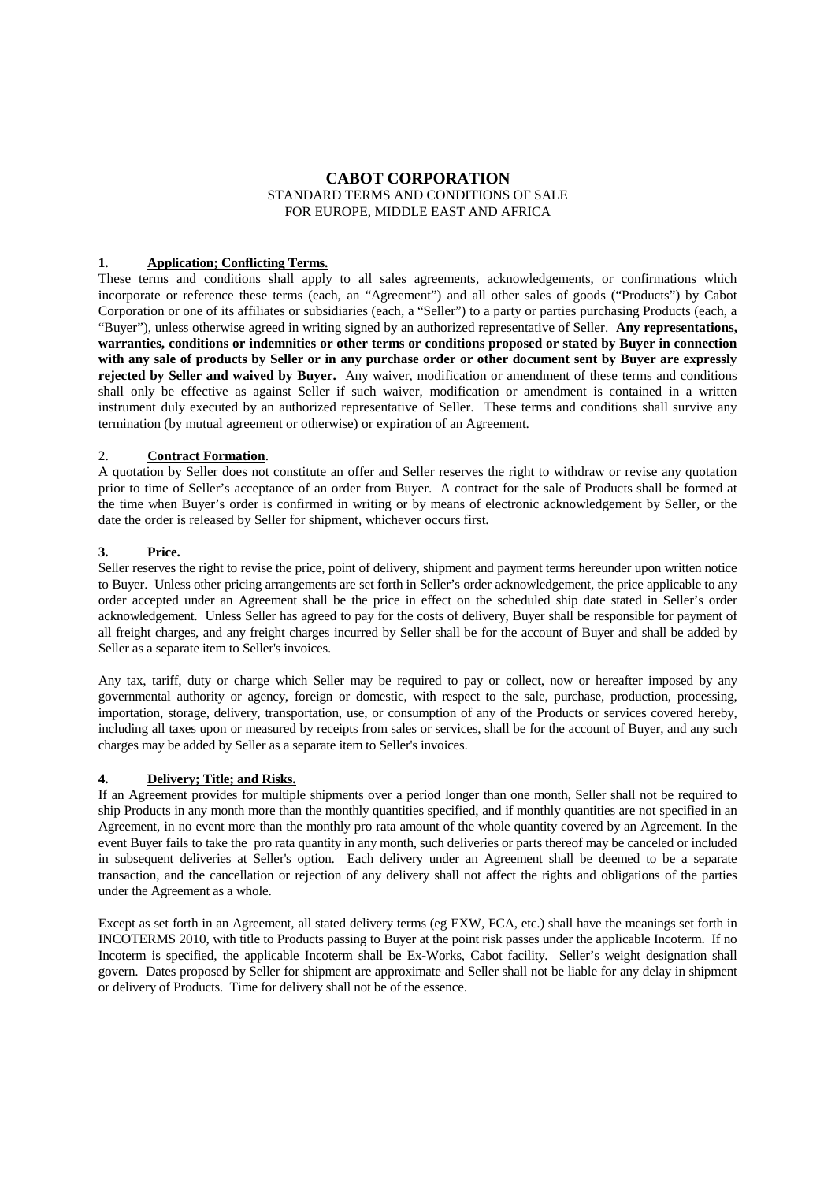# CABOT CORPORATION

STANDARD TERMS AND CONDITIONS OF SALE
FOR EUROPE, MIDDLE EAST AND AFRICA

### 1. Application; Conflicting Terms.

These terms and conditions shall apply to all sales agreements, acknowledgements, or confirmations which incorporate or reference these terms (each, an "Agreement") and all other sales of goods ("Products") by Cabot Corporation or one of its affiliates or subsidiaries (each, a "Seller") to a party or parties purchasing Products (each, a "Buyer"), unless otherwise agreed in writing signed by an authorized representative of Seller. **Any representations, warranties, conditions or indemnities or other terms or conditions proposed or stated by Buyer in connection with any sale of products by Seller or in any purchase order or other document sent by Buyer are expressly rejected by Seller and waived by Buyer.** Any waiver, modification or amendment of these terms and conditions shall only be effective as against Seller if such waiver, modification or amendment is contained in a written instrument duly executed by an authorized representative of Seller. These terms and conditions shall survive any termination (by mutual agreement or otherwise) or expiration of an Agreement.

### 2. Contract Formation.

A quotation by Seller does not constitute an offer and Seller reserves the right to withdraw or revise any quotation prior to time of Seller's acceptance of an order from Buyer. A contract for the sale of Products shall be formed at the time when Buyer's order is confirmed in writing or by means of electronic acknowledgement by Seller, or the date the order is released by Seller for shipment, whichever occurs first.

### 3. Price.

Seller reserves the right to revise the price, point of delivery, shipment and payment terms hereunder upon written notice to Buyer. Unless other pricing arrangements are set forth in Seller's order acknowledgement, the price applicable to any order accepted under an Agreement shall be the price in effect on the scheduled ship date stated in Seller's order acknowledgement. Unless Seller has agreed to pay for the costs of delivery, Buyer shall be responsible for payment of all freight charges, and any freight charges incurred by Seller shall be for the account of Buyer and shall be added by Seller as a separate item to Seller's invoices.

Any tax, tariff, duty or charge which Seller may be required to pay or collect, now or hereafter imposed by any governmental authority or agency, foreign or domestic, with respect to the sale, purchase, production, processing, importation, storage, delivery, transportation, use, or consumption of any of the Products or services covered hereby, including all taxes upon or measured by receipts from sales or services, shall be for the account of Buyer, and any such charges may be added by Seller as a separate item to Seller's invoices.

### 4. Delivery; Title; and Risks.

If an Agreement provides for multiple shipments over a period longer than one month, Seller shall not be required to ship Products in any month more than the monthly quantities specified, and if monthly quantities are not specified in an Agreement, in no event more than the monthly pro rata amount of the whole quantity covered by an Agreement. In the event Buyer fails to take the pro rata quantity in any month, such deliveries or parts thereof may be canceled or included in subsequent deliveries at Seller's option. Each delivery under an Agreement shall be deemed to be a separate transaction, and the cancellation or rejection of any delivery shall not affect the rights and obligations of the parties under the Agreement as a whole.

Except as set forth in an Agreement, all stated delivery terms (eg EXW, FCA, etc.) shall have the meanings set forth in INCOTERMS 2010, with title to Products passing to Buyer at the point risk passes under the applicable Incoterm. If no Incoterm is specified, the applicable Incoterm shall be Ex-Works, Cabot facility. Seller's weight designation shall govern. Dates proposed by Seller for shipment are approximate and Seller shall not be liable for any delay in shipment or delivery of Products. Time for delivery shall not be of the essence.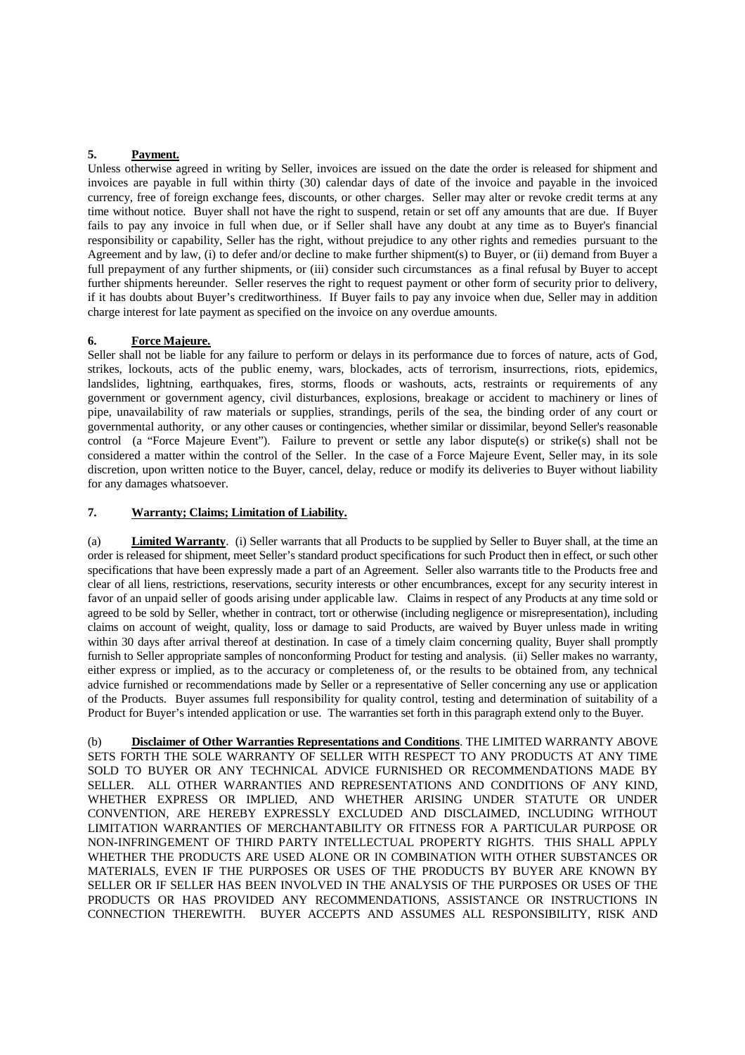## 5. Payment.

Unless otherwise agreed in writing by Seller, invoices are issued on the date the order is released for shipment and invoices are payable in full within thirty (30) calendar days of date of the invoice and payable in the invoiced currency, free of foreign exchange fees, discounts, or other charges. Seller may alter or revoke credit terms at any time without notice. Buyer shall not have the right to suspend, retain or set off any amounts that are due. If Buyer fails to pay any invoice in full when due, or if Seller shall have any doubt at any time as to Buyer's financial responsibility or capability, Seller has the right, without prejudice to any other rights and remedies pursuant to the Agreement and by law, (i) to defer and/or decline to make further shipment(s) to Buyer, or (ii) demand from Buyer a full prepayment of any further shipments, or (iii) consider such circumstances as a final refusal by Buyer to accept further shipments hereunder. Seller reserves the right to request payment or other form of security prior to delivery, if it has doubts about Buyer's creditworthiness. If Buyer fails to pay any invoice when due, Seller may in addition charge interest for late payment as specified on the invoice on any overdue amounts.

## 6. Force Majeure.

Seller shall not be liable for any failure to perform or delays in its performance due to forces of nature, acts of God, strikes, lockouts, acts of the public enemy, wars, blockades, acts of terrorism, insurrections, riots, epidemics, landslides, lightning, earthquakes, fires, storms, floods or washouts, acts, restraints or requirements of any government or government agency, civil disturbances, explosions, breakage or accident to machinery or lines of pipe, unavailability of raw materials or supplies, strandings, perils of the sea, the binding order of any court or governmental authority, or any other causes or contingencies, whether similar or dissimilar, beyond Seller's reasonable control (a "Force Majeure Event"). Failure to prevent or settle any labor dispute(s) or strike(s) shall not be considered a matter within the control of the Seller. In the case of a Force Majeure Event, Seller may, in its sole discretion, upon written notice to the Buyer, cancel, delay, reduce or modify its deliveries to Buyer without liability for any damages whatsoever.

## 7. Warranty; Claims; Limitation of Liability.

(a) **Limited Warranty**. (i) Seller warrants that all Products to be supplied by Seller to Buyer shall, at the time an order is released for shipment, meet Seller's standard product specifications for such Product then in effect, or such other specifications that have been expressly made a part of an Agreement. Seller also warrants title to the Products free and clear of all liens, restrictions, reservations, security interests or other encumbrances, except for any security interest in favor of an unpaid seller of goods arising under applicable law. Claims in respect of any Products at any time sold or agreed to be sold by Seller, whether in contract, tort or otherwise (including negligence or misrepresentation), including claims on account of weight, quality, loss or damage to said Products, are waived by Buyer unless made in writing within 30 days after arrival thereof at destination. In case of a timely claim concerning quality, Buyer shall promptly furnish to Seller appropriate samples of nonconforming Product for testing and analysis. (ii) Seller makes no warranty, either express or implied, as to the accuracy or completeness of, or the results to be obtained from, any technical advice furnished or recommendations made by Seller or a representative of Seller concerning any use or application of the Products. Buyer assumes full responsibility for quality control, testing and determination of suitability of a Product for Buyer's intended application or use. The warranties set forth in this paragraph extend only to the Buyer.

(b) **Disclaimer of Other Warranties Representations and Conditions**. THE LIMITED WARRANTY ABOVE SETS FORTH THE SOLE WARRANTY OF SELLER WITH RESPECT TO ANY PRODUCTS AT ANY TIME SOLD TO BUYER OR ANY TECHNICAL ADVICE FURNISHED OR RECOMMENDATIONS MADE BY SELLER. ALL OTHER WARRANTIES AND REPRESENTATIONS AND CONDITIONS OF ANY KIND, WHETHER EXPRESS OR IMPLIED, AND WHETHER ARISING UNDER STATUTE OR UNDER CONVENTION, ARE HEREBY EXPRESSLY EXCLUDED AND DISCLAIMED, INCLUDING WITHOUT LIMITATION WARRANTIES OF MERCHANTABILITY OR FITNESS FOR A PARTICULAR PURPOSE OR NON-INFRINGEMENT OF THIRD PARTY INTELLECTUAL PROPERTY RIGHTS. THIS SHALL APPLY WHETHER THE PRODUCTS ARE USED ALONE OR IN COMBINATION WITH OTHER SUBSTANCES OR MATERIALS, EVEN IF THE PURPOSES OR USES OF THE PRODUCTS BY BUYER ARE KNOWN BY SELLER OR IF SELLER HAS BEEN INVOLVED IN THE ANALYSIS OF THE PURPOSES OR USES OF THE PRODUCTS OR HAS PROVIDED ANY RECOMMENDATIONS, ASSISTANCE OR INSTRUCTIONS IN CONNECTION THEREWITH. BUYER ACCEPTS AND ASSUMES ALL RESPONSIBILITY, RISK AND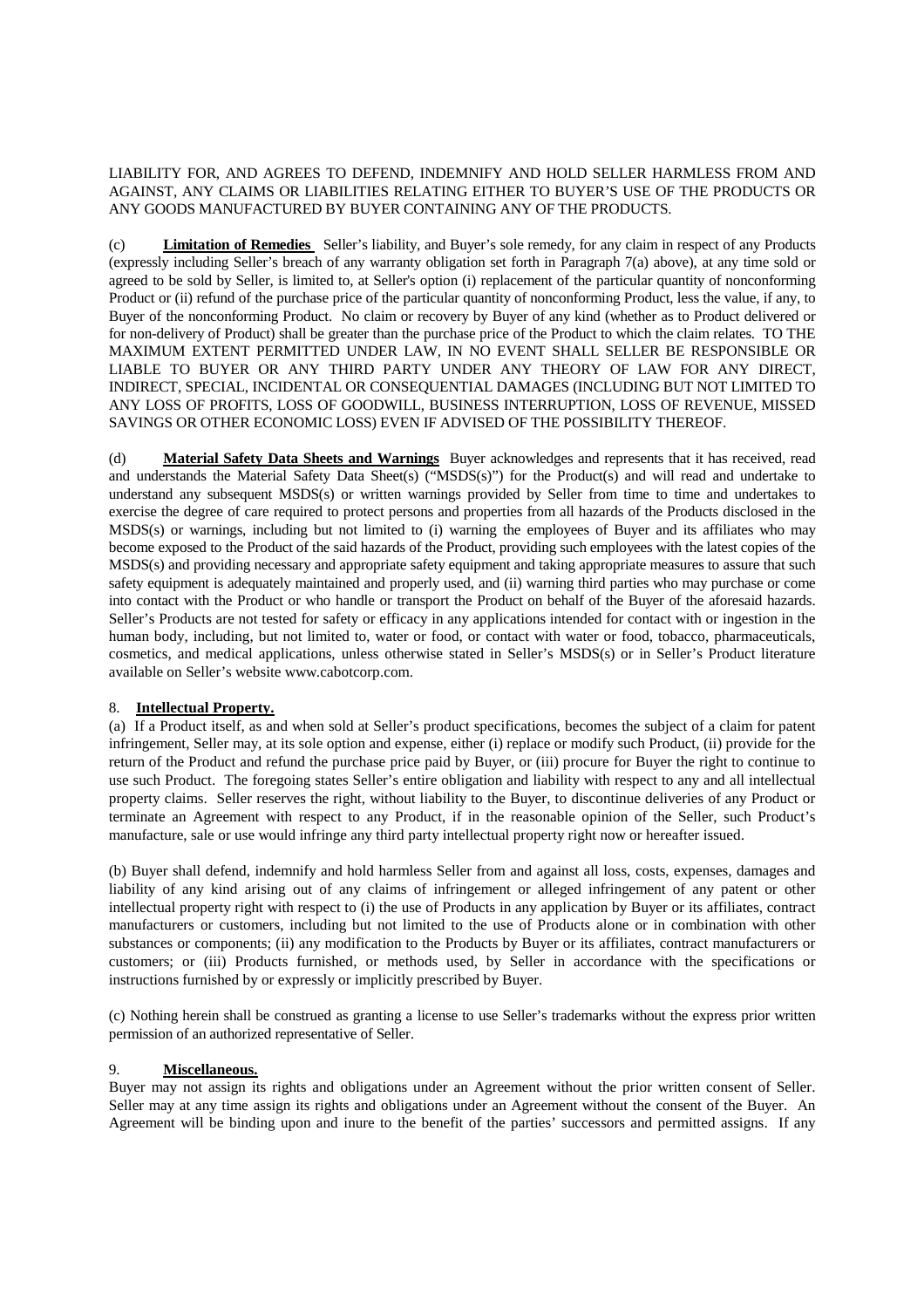LIABILITY FOR, AND AGREES TO DEFEND, INDEMNIFY AND HOLD SELLER HARMLESS FROM AND AGAINST, ANY CLAIMS OR LIABILITIES RELATING EITHER TO BUYER'S USE OF THE PRODUCTS OR ANY GOODS MANUFACTURED BY BUYER CONTAINING ANY OF THE PRODUCTS.

(c) **Limitation of Remedies** Seller's liability, and Buyer's sole remedy, for any claim in respect of any Products (expressly including Seller's breach of any warranty obligation set forth in Paragraph 7(a) above), at any time sold or agreed to be sold by Seller, is limited to, at Seller's option (i) replacement of the particular quantity of nonconforming Product or (ii) refund of the purchase price of the particular quantity of nonconforming Product, less the value, if any, to Buyer of the nonconforming Product. No claim or recovery by Buyer of any kind (whether as to Product delivered or for non-delivery of Product) shall be greater than the purchase price of the Product to which the claim relates. TO THE MAXIMUM EXTENT PERMITTED UNDER LAW, IN NO EVENT SHALL SELLER BE RESPONSIBLE OR LIABLE TO BUYER OR ANY THIRD PARTY UNDER ANY THEORY OF LAW FOR ANY DIRECT, INDIRECT, SPECIAL, INCIDENTAL OR CONSEQUENTIAL DAMAGES (INCLUDING BUT NOT LIMITED TO ANY LOSS OF PROFITS, LOSS OF GOODWILL, BUSINESS INTERRUPTION, LOSS OF REVENUE, MISSED SAVINGS OR OTHER ECONOMIC LOSS) EVEN IF ADVISED OF THE POSSIBILITY THEREOF.

(d) **Material Safety Data Sheets and Warnings** Buyer acknowledges and represents that it has received, read and understands the Material Safety Data Sheet(s) ("MSDS(s)") for the Product(s) and will read and undertake to understand any subsequent MSDS(s) or written warnings provided by Seller from time to time and undertakes to exercise the degree of care required to protect persons and properties from all hazards of the Products disclosed in the MSDS(s) or warnings, including but not limited to (i) warning the employees of Buyer and its affiliates who may become exposed to the Product of the said hazards of the Product, providing such employees with the latest copies of the MSDS(s) and providing necessary and appropriate safety equipment and taking appropriate measures to assure that such safety equipment is adequately maintained and properly used, and (ii) warning third parties who may purchase or come into contact with the Product or who handle or transport the Product on behalf of the Buyer of the aforesaid hazards. Seller's Products are not tested for safety or efficacy in any applications intended for contact with or ingestion in the human body, including, but not limited to, water or food, or contact with water or food, tobacco, pharmaceuticals, cosmetics, and medical applications, unless otherwise stated in Seller's MSDS(s) or in Seller's Product literature available on Seller's website www.cabotcorp.com.

8. **Intellectual Property.**

(a) If a Product itself, as and when sold at Seller's product specifications, becomes the subject of a claim for patent infringement, Seller may, at its sole option and expense, either (i) replace or modify such Product, (ii) provide for the return of the Product and refund the purchase price paid by Buyer, or (iii) procure for Buyer the right to continue to use such Product. The foregoing states Seller's entire obligation and liability with respect to any and all intellectual property claims. Seller reserves the right, without liability to the Buyer, to discontinue deliveries of any Product or terminate an Agreement with respect to any Product, if in the reasonable opinion of the Seller, such Product's manufacture, sale or use would infringe any third party intellectual property right now or hereafter issued.

(b) Buyer shall defend, indemnify and hold harmless Seller from and against all loss, costs, expenses, damages and liability of any kind arising out of any claims of infringement or alleged infringement of any patent or other intellectual property right with respect to (i) the use of Products in any application by Buyer or its affiliates, contract manufacturers or customers, including but not limited to the use of Products alone or in combination with other substances or components; (ii) any modification to the Products by Buyer or its affiliates, contract manufacturers or customers; or (iii) Products furnished, or methods used, by Seller in accordance with the specifications or instructions furnished by or expressly or implicitly prescribed by Buyer.

(c) Nothing herein shall be construed as granting a license to use Seller's trademarks without the express prior written permission of an authorized representative of Seller.

9. **Miscellaneous.**

Buyer may not assign its rights and obligations under an Agreement without the prior written consent of Seller. Seller may at any time assign its rights and obligations under an Agreement without the consent of the Buyer. An Agreement will be binding upon and inure to the benefit of the parties' successors and permitted assigns. If any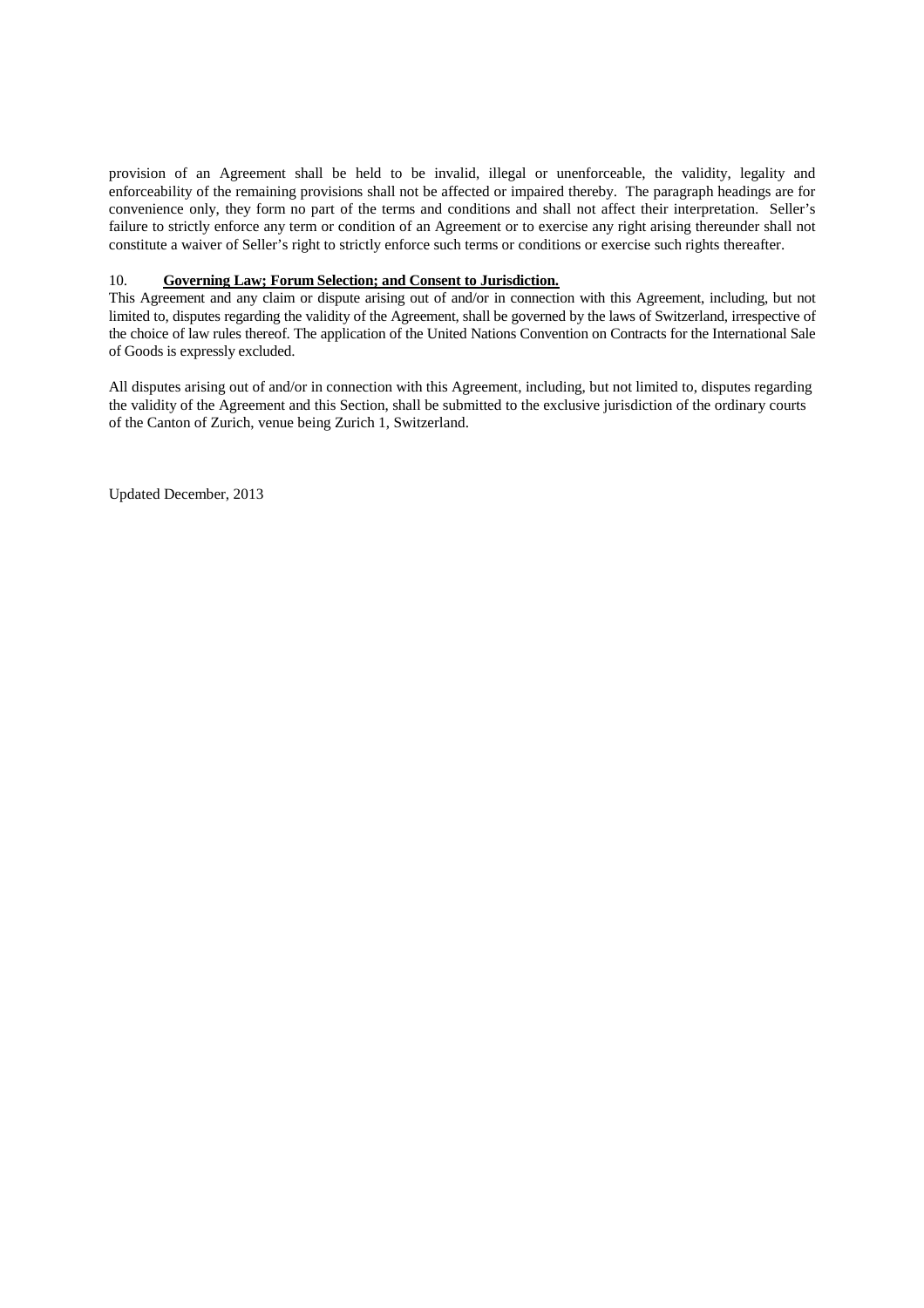provision of an Agreement shall be held to be invalid, illegal or unenforceable, the validity, legality and enforceability of the remaining provisions shall not be affected or impaired thereby. The paragraph headings are for convenience only, they form no part of the terms and conditions and shall not affect their interpretation. Seller's failure to strictly enforce any term or condition of an Agreement or to exercise any right arising thereunder shall not constitute a waiver of Seller's right to strictly enforce such terms or conditions or exercise such rights thereafter.

10. **Governing Law; Forum Selection; and Consent to Jurisdiction.**

This Agreement and any claim or dispute arising out of and/or in connection with this Agreement, including, but not limited to, disputes regarding the validity of the Agreement, shall be governed by the laws of Switzerland, irrespective of the choice of law rules thereof. The application of the United Nations Convention on Contracts for the International Sale of Goods is expressly excluded.

All disputes arising out of and/or in connection with this Agreement, including, but not limited to, disputes regarding the validity of the Agreement and this Section, shall be submitted to the exclusive jurisdiction of the ordinary courts of the Canton of Zurich, venue being Zurich 1, Switzerland.

Updated December, 2013